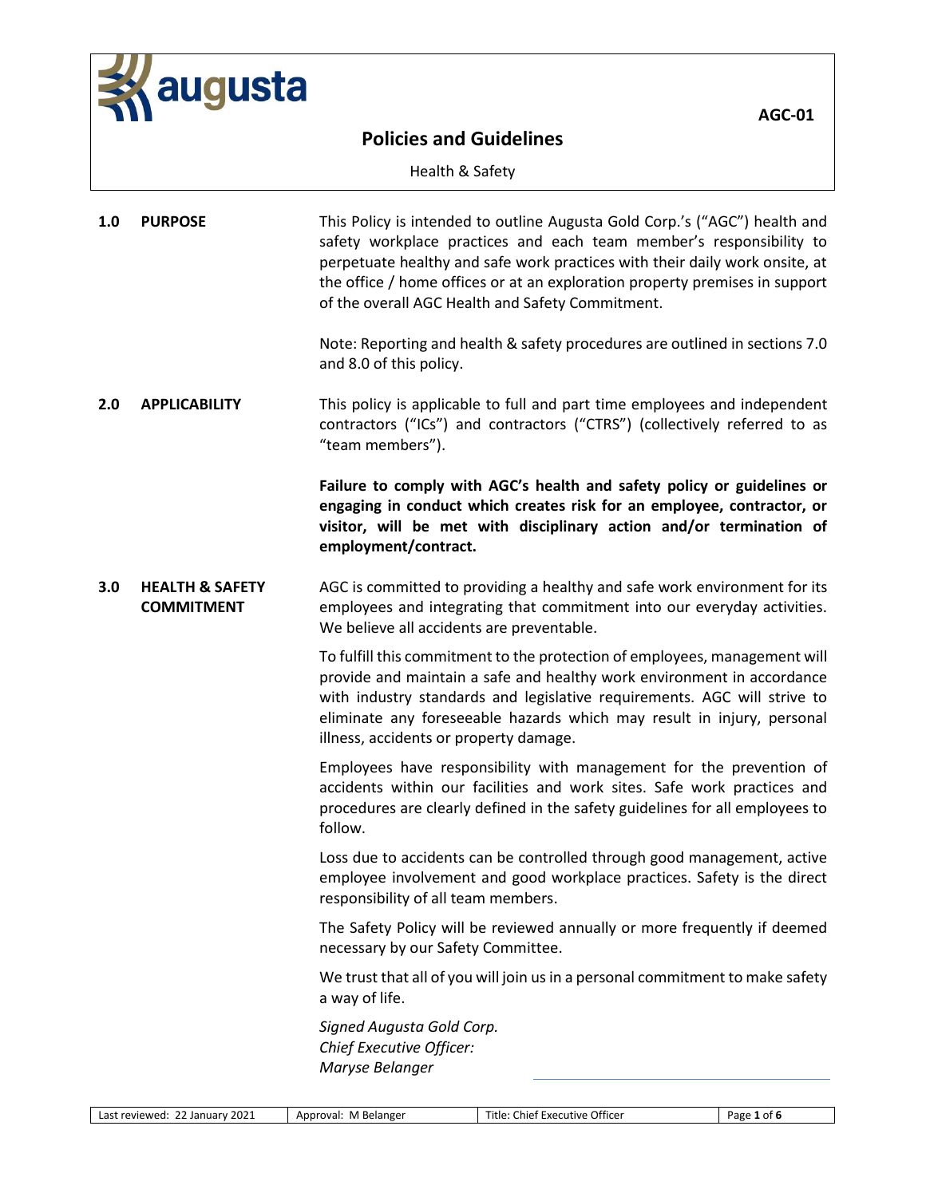# Policies and Guidelines

AGC-01

Health & Safety

## 1.0 PURPOSE

This Policy is intended to outline Augusta Gold Corp.'s ("AGC") health and safety workplace practices and each team member's responsibility to perpetuate healthy and safe work practices with their daily work onsite, at the office / home offices or at an exploration property premises in support of the overall AGC Health and Safety Commitment.

Note: Reporting and health & safety procedures are outlined in sections 7.0 and 8.0 of this policy.

## 2.0 APPLICABILITY

This policy is applicable to full and part time employees and independent contractors ("ICs") and contractors ("CTRS") (collectively referred to as "team members").

**Failure to comply with AGC's health and safety policy or guidelines or engaging in conduct which creates risk for an employee, contractor, or visitor, will be met with disciplinary action and/or termination of employment/contract.**

## 3.0 HEALTH & SAFETY COMMITMENT

AGC is committed to providing a healthy and safe work environment for its employees and integrating that commitment into our everyday activities. We believe all accidents are preventable.

To fulfill this commitment to the protection of employees, management will provide and maintain a safe and healthy work environment in accordance with industry standards and legislative requirements. AGC will strive to eliminate any foreseeable hazards which may result in injury, personal illness, accidents or property damage.

Employees have responsibility with management for the prevention of accidents within our facilities and work sites. Safe work practices and procedures are clearly defined in the safety guidelines for all employees to follow.

Loss due to accidents can be controlled through good management, active employee involvement and good workplace practices. Safety is the direct responsibility of all team members.

The Safety Policy will be reviewed annually or more frequently if deemed necessary by our Safety Committee.

We trust that all of you will join us in a personal commitment to make safety a way of life.

*Signed Augusta Gold Corp.*
*Chief Executive Officer:*
*Maryse Belanger*

| Last reviewed: 22 January 2021 | Approval: M Belanger | Title: Chief Executive Officer |
|---|---|---|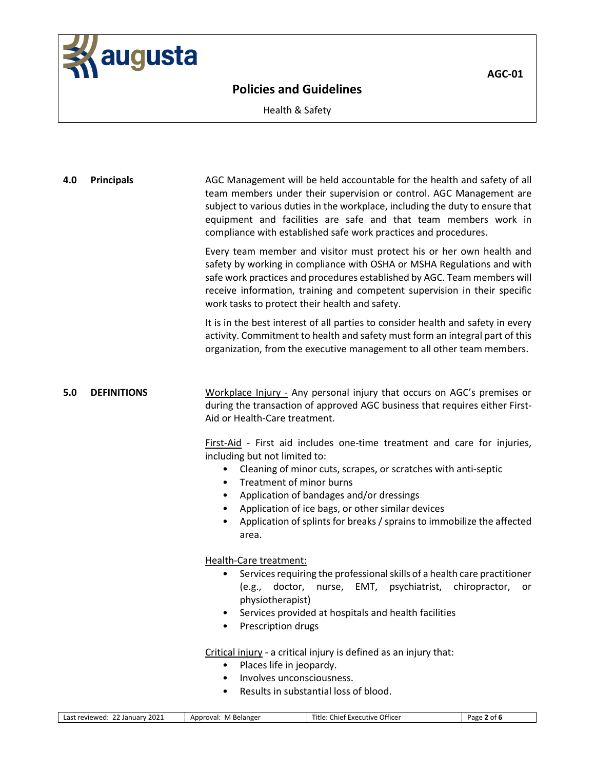## 4.0 Principals

AGC Management will be held accountable for the health and safety of all team members under their supervision or control. AGC Management are subject to various duties in the workplace, including the duty to ensure that equipment and facilities are safe and that team members work in compliance with established safe work practices and procedures.

Every team member and visitor must protect his or her own health and safety by working in compliance with OSHA or MSHA Regulations and with safe work practices and procedures established by AGC. Team members will receive information, training and competent supervision in their specific work tasks to protect their health and safety.

It is in the best interest of all parties to consider health and safety in every activity. Commitment to health and safety must form an integral part of this organization, from the executive management to all other team members.

## 5.0 DEFINITIONS

Workplace Injury - Any personal injury that occurs on AGC's premises or during the transaction of approved AGC business that requires either First-Aid or Health-Care treatment.

First-Aid - First aid includes one-time treatment and care for injuries, including but not limited to:

- Cleaning of minor cuts, scrapes, or scratches with anti-septic
- Treatment of minor burns
- Application of bandages and/or dressings
- Application of ice bags, or other similar devices
- Application of splints for breaks / sprains to immobilize the affected area.

Health-Care treatment:

- Services requiring the professional skills of a health care practitioner (e.g., doctor, nurse, EMT, psychiatrist, chiropractor, or physiotherapist)
- Services provided at hospitals and health facilities
- Prescription drugs

Critical injury - a critical injury is defined as an injury that:

- Places life in jeopardy.
- Involves unconsciousness.
- Results in substantial loss of blood.

| Last reviewed: 22 January 2021 | Approval: M Belanger | Title: Chief Executive Officer |
| --- | --- | --- |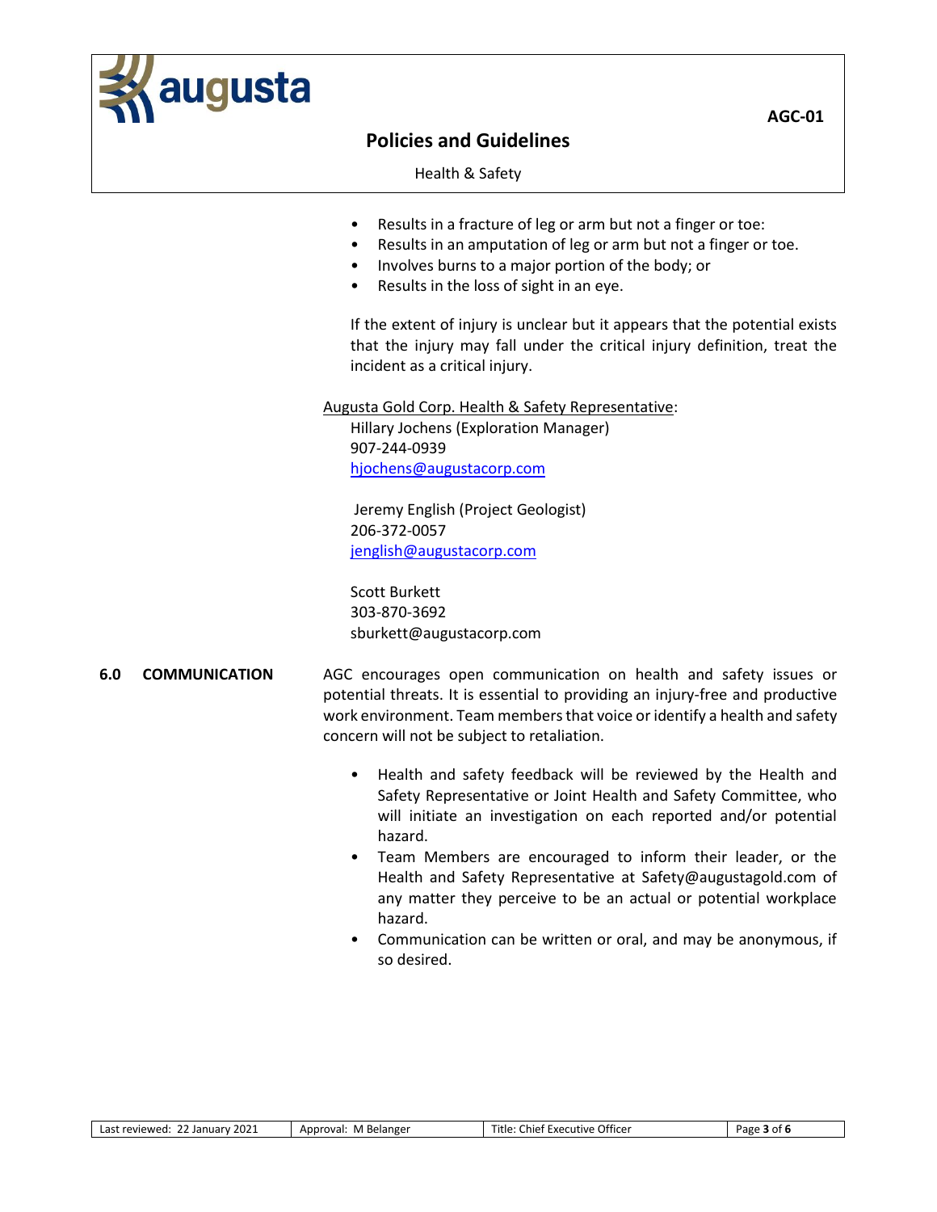- Results in a fracture of leg or arm but not a finger or toe:
- Results in an amputation of leg or arm but not a finger or toe.
- Involves burns to a major portion of the body; or
- Results in the loss of sight in an eye.

If the extent of injury is unclear but it appears that the potential exists that the injury may fall under the critical injury definition, treat the incident as a critical injury.

Augusta Gold Corp. Health & Safety Representative:

Hillary Jochens (Exploration Manager)
907-244-0939
hjochens@augustacorp.com

Jeremy English (Project Geologist)
206-372-0057
jenglish@augustacorp.com

Scott Burkett
303-870-3692
sburkett@augustacorp.com

## 6.0 COMMUNICATION

AGC encourages open communication on health and safety issues or potential threats. It is essential to providing an injury-free and productive work environment. Team members that voice or identify a health and safety concern will not be subject to retaliation.

- Health and safety feedback will be reviewed by the Health and Safety Representative or Joint Health and Safety Committee, who will initiate an investigation on each reported and/or potential hazard.
- Team Members are encouraged to inform their leader, or the Health and Safety Representative at Safety@augustagold.com of any matter they perceive to be an actual or potential workplace hazard.
- Communication can be written or oral, and may be anonymous, if so desired.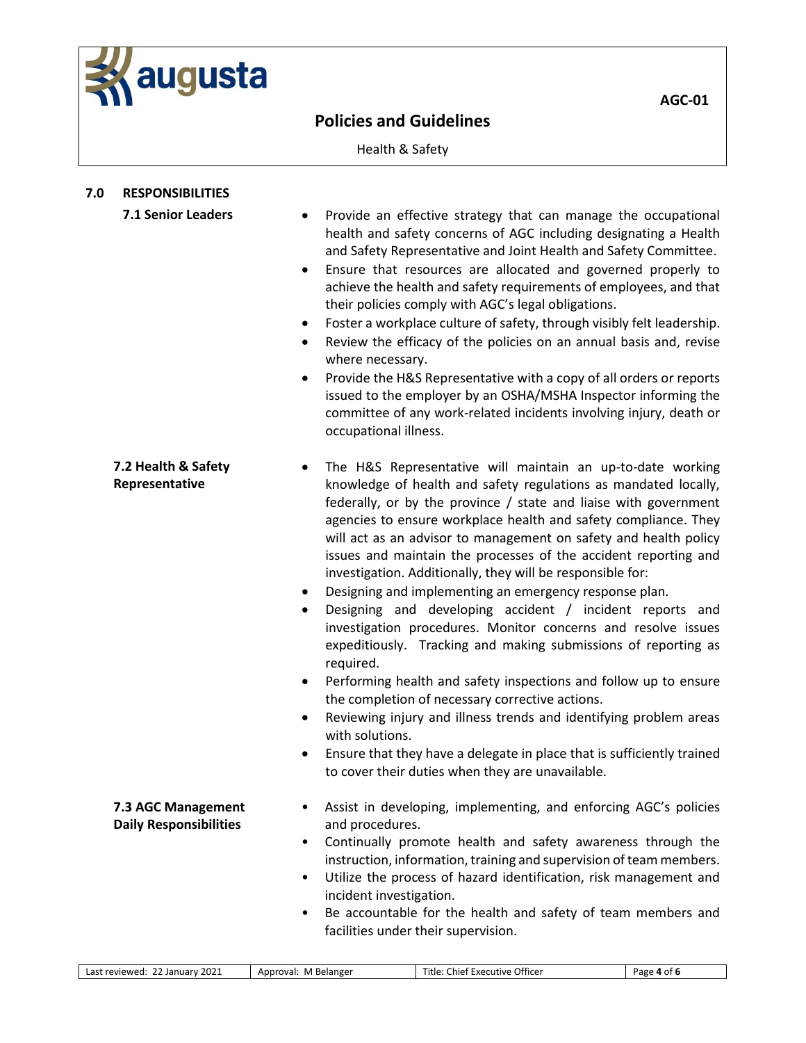## 7.0 RESPONSIBILITIES

### 7.1 Senior Leaders

- Provide an effective strategy that can manage the occupational health and safety concerns of AGC including designating a Health and Safety Representative and Joint Health and Safety Committee.
- Ensure that resources are allocated and governed properly to achieve the health and safety requirements of employees, and that their policies comply with AGC's legal obligations.
- Foster a workplace culture of safety, through visibly felt leadership.
- Review the efficacy of the policies on an annual basis and, revise where necessary.
- Provide the H&S Representative with a copy of all orders or reports issued to the employer by an OSHA/MSHA Inspector informing the committee of any work-related incidents involving injury, death or occupational illness.

### 7.2 Health & Safety Representative

- The H&S Representative will maintain an up-to-date working knowledge of health and safety regulations as mandated locally, federally, or by the province / state and liaise with government agencies to ensure workplace health and safety compliance. They will act as an advisor to management on safety and health policy issues and maintain the processes of the accident reporting and investigation. Additionally, they will be responsible for:
- Designing and implementing an emergency response plan.
- Designing and developing accident / incident reports and investigation procedures. Monitor concerns and resolve issues expeditiously. Tracking and making submissions of reporting as required.
- Performing health and safety inspections and follow up to ensure the completion of necessary corrective actions.
- Reviewing injury and illness trends and identifying problem areas with solutions.
- Ensure that they have a delegate in place that is sufficiently trained to cover their duties when they are unavailable.

### 7.3 AGC Management Daily Responsibilities

- Assist in developing, implementing, and enforcing AGC's policies and procedures.
- Continually promote health and safety awareness through the instruction, information, training and supervision of team members.
- Utilize the process of hazard identification, risk management and incident investigation.
- Be accountable for the health and safety of team members and facilities under their supervision.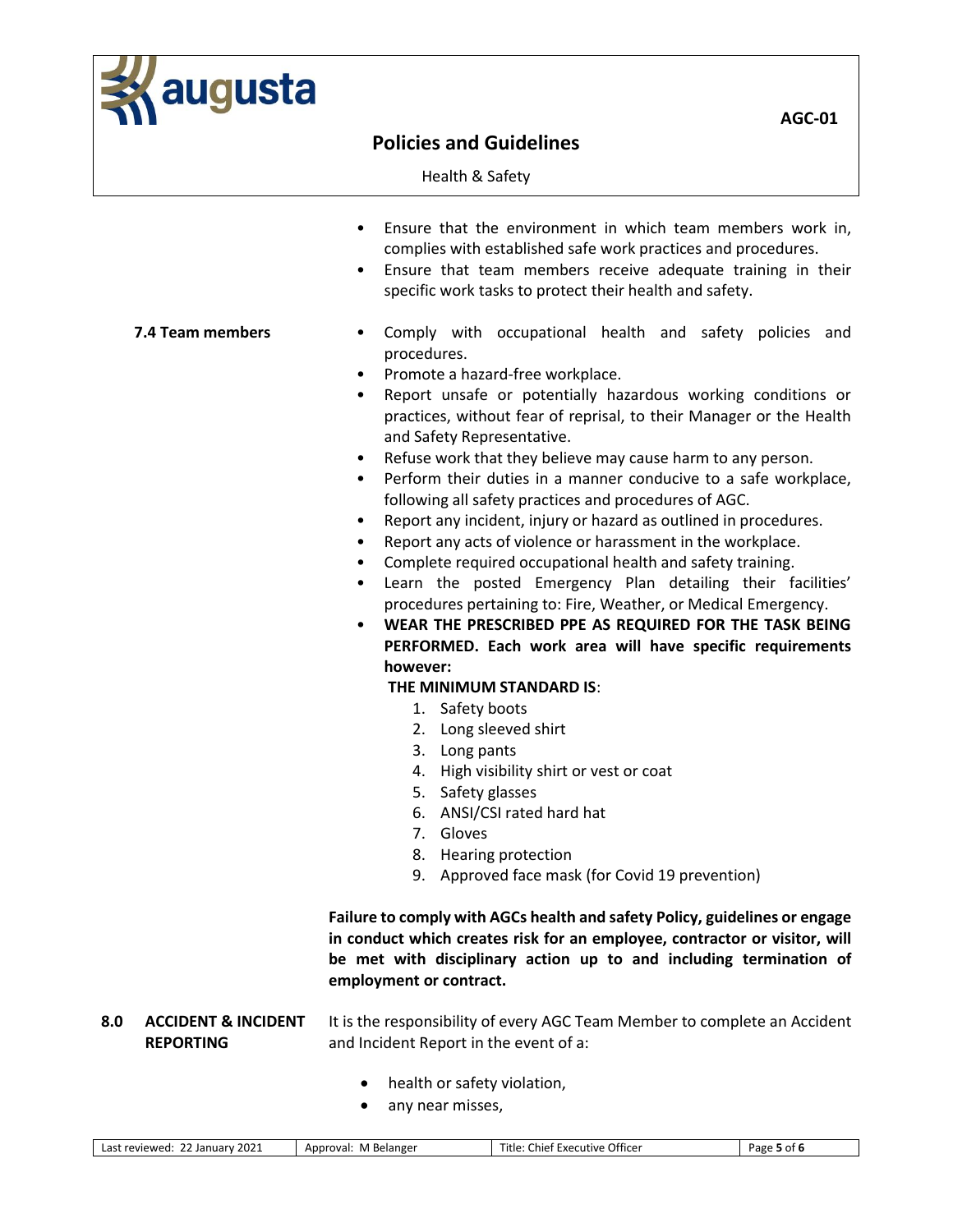- Ensure that the environment in which team members work in, complies with established safe work practices and procedures.
- Ensure that team members receive adequate training in their specific work tasks to protect their health and safety.

**7.4 Team members**

- Comply with occupational health and safety policies and procedures.
- Promote a hazard-free workplace.
- Report unsafe or potentially hazardous working conditions or practices, without fear of reprisal, to their Manager or the Health and Safety Representative.
- Refuse work that they believe may cause harm to any person.
- Perform their duties in a manner conducive to a safe workplace, following all safety practices and procedures of AGC.
- Report any incident, injury or hazard as outlined in procedures.
- Report any acts of violence or harassment in the workplace.
- Complete required occupational health and safety training.
- Learn the posted Emergency Plan detailing their facilities' procedures pertaining to: Fire, Weather, or Medical Emergency.
- **WEAR THE PRESCRIBED PPE AS REQUIRED FOR THE TASK BEING PERFORMED. Each work area will have specific requirements however:**

  **THE MINIMUM STANDARD IS**:
  1. Safety boots
  2. Long sleeved shirt
  3. Long pants
  4. High visibility shirt or vest or coat
  5. Safety glasses
  6. ANSI/CSI rated hard hat
  7. Gloves
  8. Hearing protection
  9. Approved face mask (for Covid 19 prevention)

**Failure to comply with AGCs health and safety Policy, guidelines or engage in conduct which creates risk for an employee, contractor or visitor, will be met with disciplinary action up to and including termination of employment or contract.**

## 8.0 ACCIDENT & INCIDENT REPORTING

It is the responsibility of every AGC Team Member to complete an Accident and Incident Report in the event of a:

- health or safety violation,
- any near misses,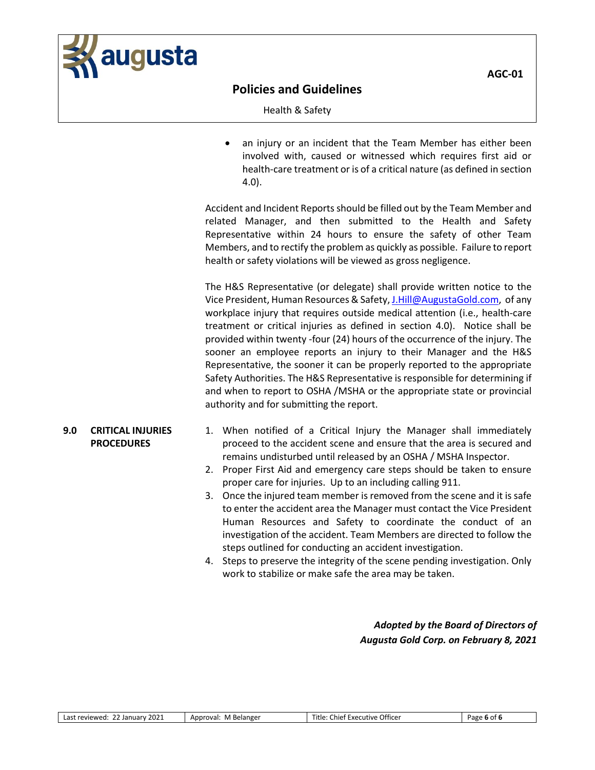- an injury or an incident that the Team Member has either been involved with, caused or witnessed which requires first aid or health-care treatment or is of a critical nature (as defined in section 4.0).

Accident and Incident Reports should be filled out by the Team Member and related Manager, and then submitted to the Health and Safety Representative within 24 hours to ensure the safety of other Team Members, and to rectify the problem as quickly as possible. Failure to report health or safety violations will be viewed as gross negligence.

The H&S Representative (or delegate) shall provide written notice to the Vice President, Human Resources & Safety, J.Hill@AugustaGold.com, of any workplace injury that requires outside medical attention (i.e., health-care treatment or critical injuries as defined in section 4.0). Notice shall be provided within twenty -four (24) hours of the occurrence of the injury. The sooner an employee reports an injury to their Manager and the H&S Representative, the sooner it can be properly reported to the appropriate Safety Authorities. The H&S Representative is responsible for determining if and when to report to OSHA /MSHA or the appropriate state or provincial authority and for submitting the report.

## 9.0 CRITICAL INJURIES PROCEDURES

1. When notified of a Critical Injury the Manager shall immediately proceed to the accident scene and ensure that the area is secured and remains undisturbed until released by an OSHA / MSHA Inspector.
2. Proper First Aid and emergency care steps should be taken to ensure proper care for injuries. Up to an including calling 911.
3. Once the injured team member is removed from the scene and it is safe to enter the accident area the Manager must contact the Vice President Human Resources and Safety to coordinate the conduct of an investigation of the accident. Team Members are directed to follow the steps outlined for conducting an accident investigation.
4. Steps to preserve the integrity of the scene pending investigation. Only work to stabilize or make safe the area may be taken.

***Adopted by the Board of Directors of Augusta Gold Corp. on February 8, 2021***